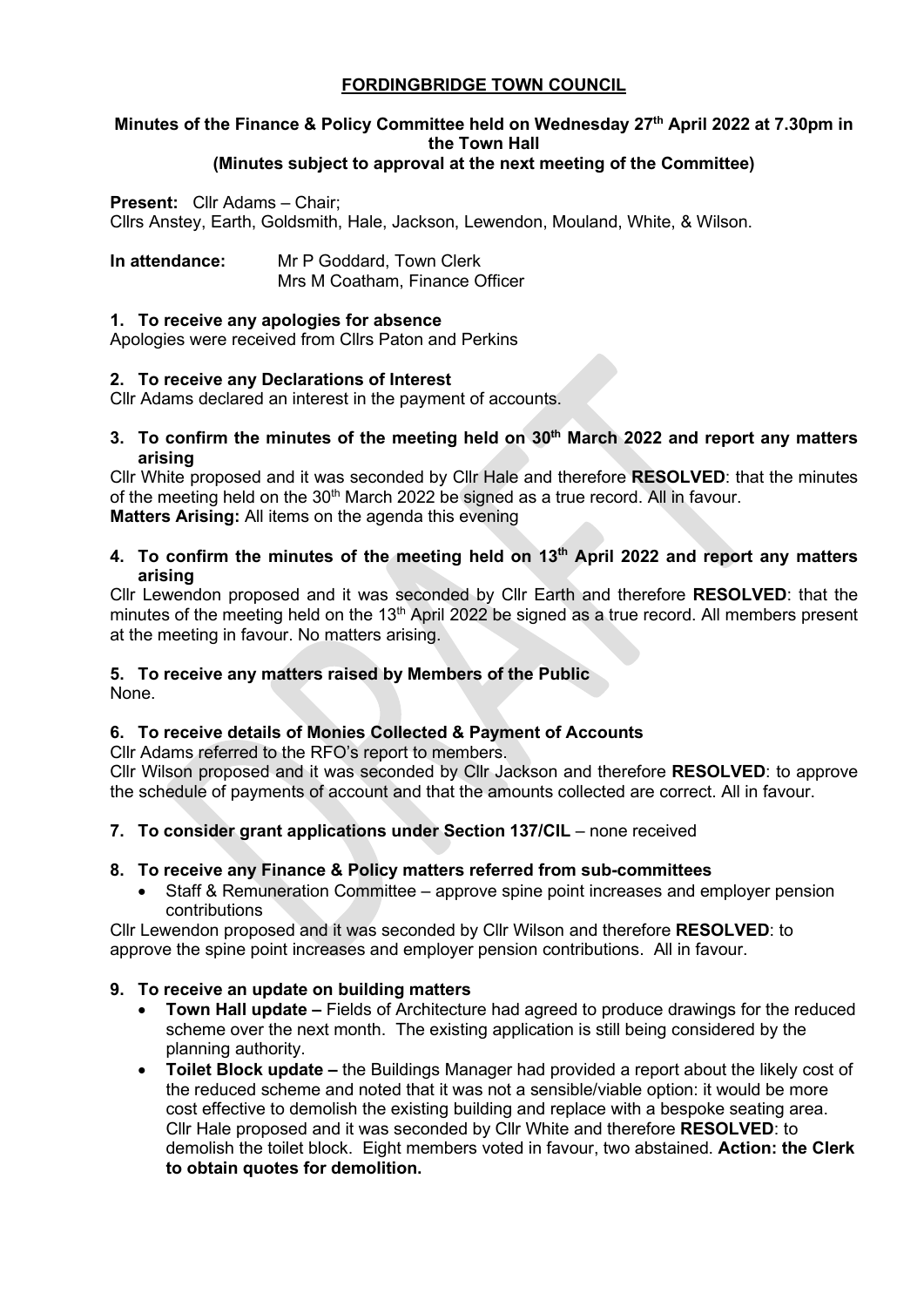# FORDINGBRIDGE TOWN COUNCIL

**Minutes of the Finance & Policy Committee held on Wednesday 27th April 2022 at 7.30pm in the Town Hall**
**(Minutes subject to approval at the next meeting of the Committee)**

**Present:** Cllr Adams – Chair;
Cllrs Anstey, Earth, Goldsmith, Hale, Jackson, Lewendon, Mouland, White, & Wilson.

**In attendance:** Mr P Goddard, Town Clerk
Mrs M Coatham, Finance Officer

### 1. To receive any apologies for absence

Apologies were received from Cllrs Paton and Perkins

### 2. To receive any Declarations of Interest

Cllr Adams declared an interest in the payment of accounts.

### 3. To confirm the minutes of the meeting held on 30th March 2022 and report any matters arising

Cllr White proposed and it was seconded by Cllr Hale and therefore **RESOLVED**: that the minutes of the meeting held on the 30th March 2022 be signed as a true record. All in favour.
**Matters Arising:** All items on the agenda this evening

### 4. To confirm the minutes of the meeting held on 13th April 2022 and report any matters arising

Cllr Lewendon proposed and it was seconded by Cllr Earth and therefore **RESOLVED**: that the minutes of the meeting held on the 13th April 2022 be signed as a true record. All members present at the meeting in favour. No matters arising.

### 5. To receive any matters raised by Members of the Public

None.

### 6. To receive details of Monies Collected & Payment of Accounts

Cllr Adams referred to the RFO's report to members.
Cllr Wilson proposed and it was seconded by Cllr Jackson and therefore **RESOLVED**: to approve the schedule of payments of account and that the amounts collected are correct. All in favour.

### 7. To consider grant applications under Section 137/CIL – none received

### 8. To receive any Finance & Policy matters referred from sub-committees

- Staff & Remuneration Committee – approve spine point increases and employer pension contributions

Cllr Lewendon proposed and it was seconded by Cllr Wilson and therefore **RESOLVED**: to approve the spine point increases and employer pension contributions. All in favour.

### 9. To receive an update on building matters

- **Town Hall update –** Fields of Architecture had agreed to produce drawings for the reduced scheme over the next month. The existing application is still being considered by the planning authority.
- **Toilet Block update –** the Buildings Manager had provided a report about the likely cost of the reduced scheme and noted that it was not a sensible/viable option: it would be more cost effective to demolish the existing building and replace with a bespoke seating area. Cllr Hale proposed and it was seconded by Cllr White and therefore **RESOLVED**: to demolish the toilet block. Eight members voted in favour, two abstained. **Action: the Clerk to obtain quotes for demolition.**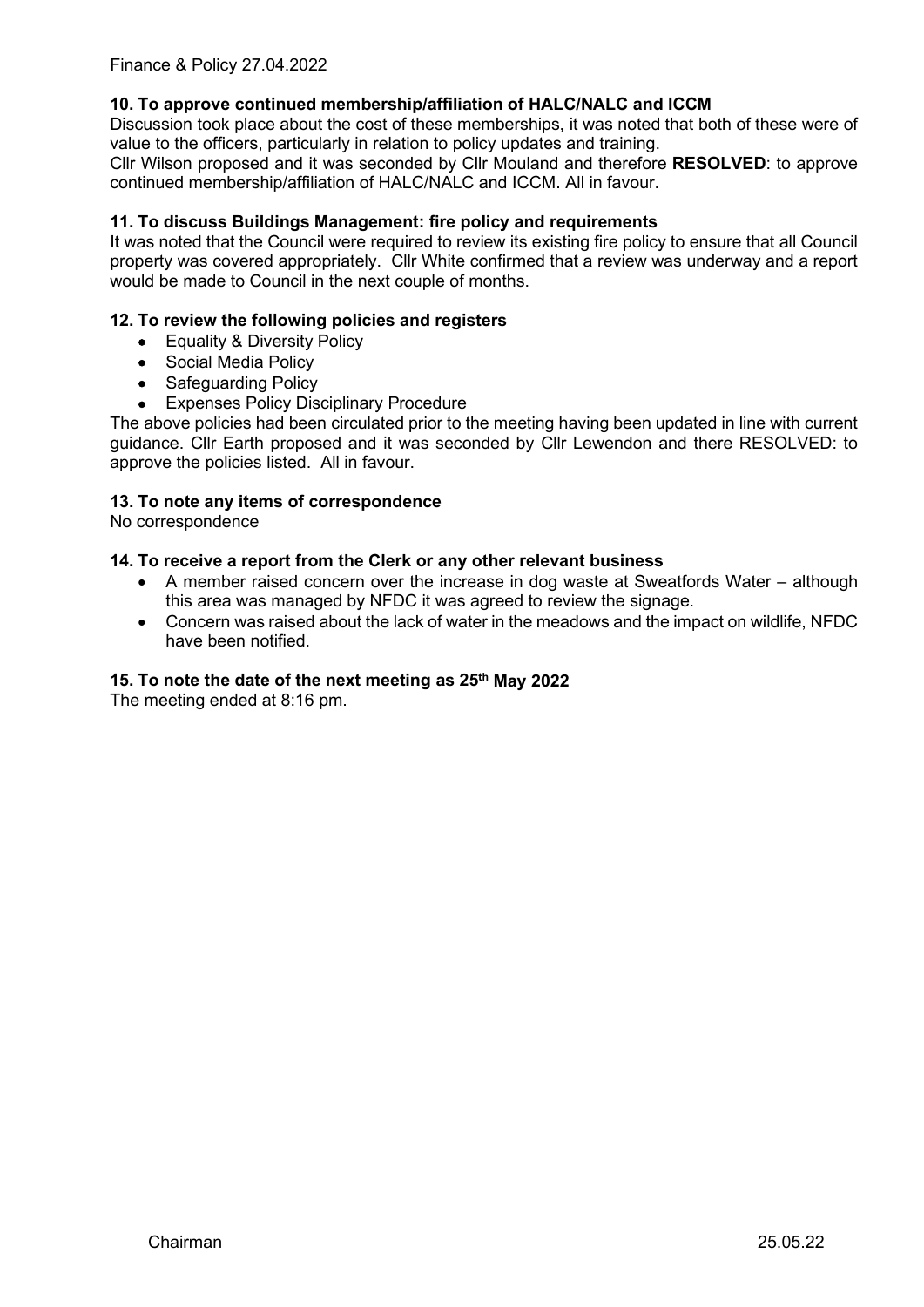Finance & Policy 27.04.2022

**10. To approve continued membership/affiliation of HALC/NALC and ICCM**

Discussion took place about the cost of these memberships, it was noted that both of these were of value to the officers, particularly in relation to policy updates and training.

Cllr Wilson proposed and it was seconded by Cllr Mouland and therefore **RESOLVED**: to approve continued membership/affiliation of HALC/NALC and ICCM. All in favour.

**11. To discuss Buildings Management: fire policy and requirements**

It was noted that the Council were required to review its existing fire policy to ensure that all Council property was covered appropriately. Cllr White confirmed that a review was underway and a report would be made to Council in the next couple of months.

**12. To review the following policies and registers**

- Equality & Diversity Policy
- Social Media Policy
- Safeguarding Policy
- Expenses Policy Disciplinary Procedure

The above policies had been circulated prior to the meeting having been updated in line with current guidance. Cllr Earth proposed and it was seconded by Cllr Lewendon and there RESOLVED: to approve the policies listed. All in favour.

**13. To note any items of correspondence**

No correspondence

**14. To receive a report from the Clerk or any other relevant business**

- A member raised concern over the increase in dog waste at Sweatfords Water – although this area was managed by NFDC it was agreed to review the signage.
- Concern was raised about the lack of water in the meadows and the impact on wildlife, NFDC have been notified.

**15. To note the date of the next meeting as 25th May 2022**

The meeting ended at 8:16 pm.

Chairman 25.05.22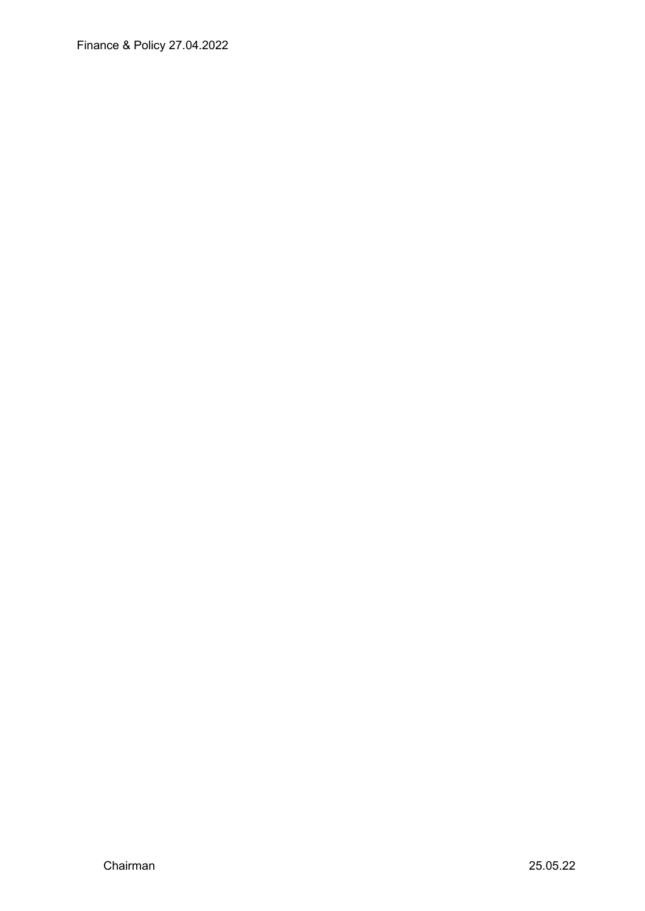Chairman 25.05.22